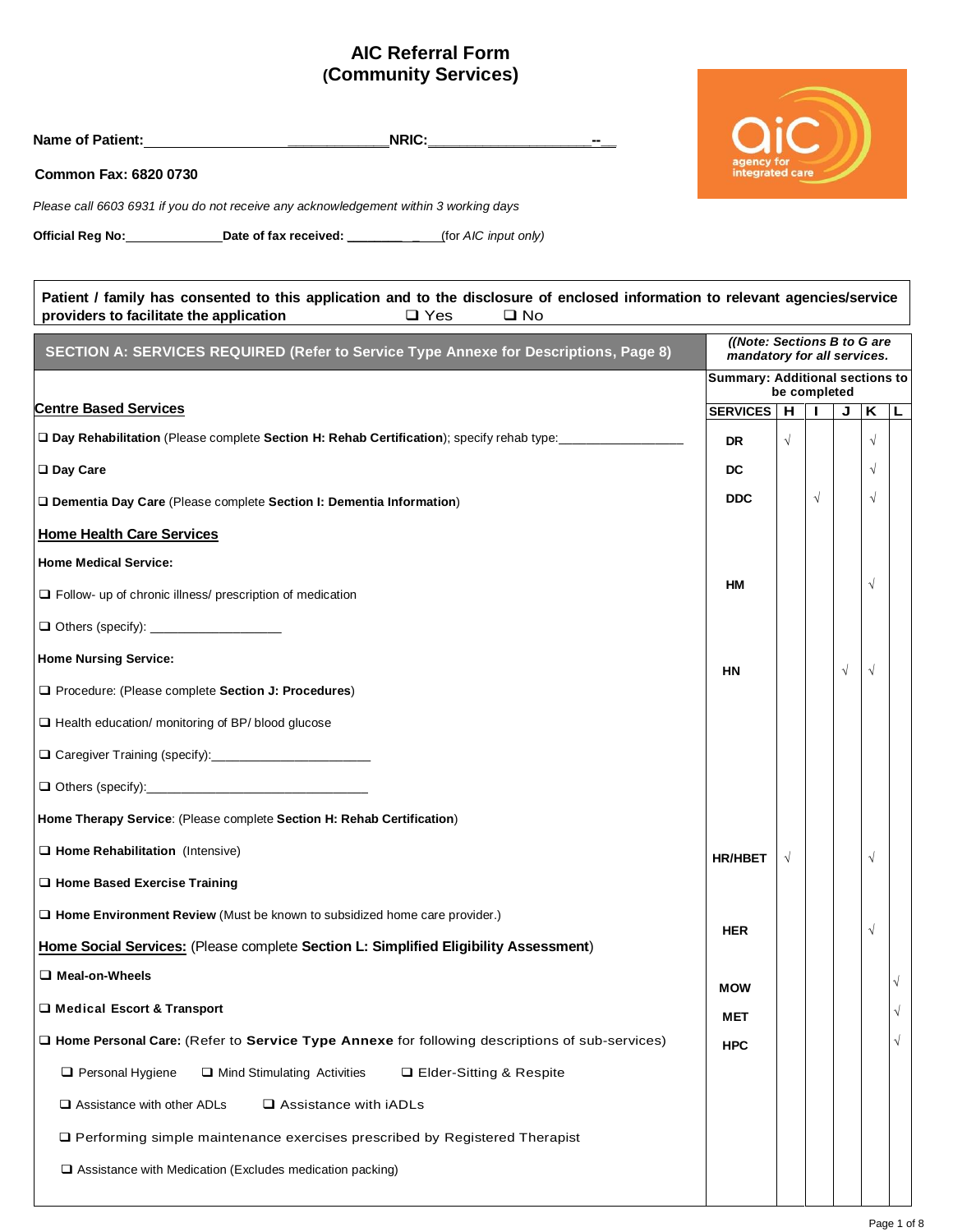# AIC Referral Form
## (Community Services)

**Name of Patient:**\_\_\_\_\_\_\_\_\_\_\_\_\_\_\_\_\_\_\_\_\_\_\_\_\_\_\_\_\_\_\_\_**NRIC:**\_\_\_\_\_\_\_\_\_\_\_\_\_\_\_\_\_\_\_\_\_\_\_\_--\_\_

**Common Fax: 6820 0730**

*Please call 6603 6931 if you do not receive any acknowledgement within 3 working days*

**Official Reg No:**\_\_\_\_\_\_\_\_\_\_\_\_\_\_\_ **Date of fax received:** \_\_\_\_\_\_\_\_\_ \_ \_\_\_(for *AIC input only)*

**Patient / family has consented to this application and to the disclosure of enclosed information to relevant agencies/service providers to facilitate the application** ❑ Yes ❑ No

| SECTION A: SERVICES REQUIRED (Refer to Service Type Annexe for Descriptions, Page 8) | *((Note: Sections B to G are mandatory for all services.* | | | | | |
|---|---|---|---|---|---|---|
| | **Summary: Additional sections to be completed** | | | | | |
| **Centre Based Services** | **SERVICES** | **H** | **I** | **J** | **K** | **L** |
| ❑ **Day Rehabilitation** (Please complete **Section H: Rehab Certification**); specify rehab type:\_\_\_\_\_\_\_\_\_\_\_\_\_\_\_\_\_\_ | **DR** | √ | | | √ | |
| ❑ **Day Care** | **DC** | | | | √ | |
| ❑ **Dementia Day Care** (Please complete **Section I: Dementia Information**) | **DDC** | | √ | | √ | |
| **Home Health Care Services** | | | | | | |
| **Home Medical Service:** | | | | | | |
| ❑ Follow- up of chronic illness/ prescription of medication | **HM** | | | | √ | |
| ❑ Others (specify): \_\_\_\_\_\_\_\_\_\_\_\_\_\_\_\_\_\_\_ | | | | | | |
| **Home Nursing Service:** | | | | | | |
| ❑ Procedure: (Please complete **Section J: Procedures**) | **HN** | | | √ | √ | |
| ❑ Health education/ monitoring of BP/ blood glucose | | | | | | |
| ❑ Caregiver Training (specify):\_\_\_\_\_\_\_\_\_\_\_\_\_\_\_\_\_\_\_\_\_\_\_ | | | | | | |
| ❑ Others (specify):\_\_\_\_\_\_\_\_\_\_\_\_\_\_\_\_\_\_\_\_\_\_\_\_\_\_\_\_\_\_\_\_\_ | | | | | | |
| **Home Therapy Service**: (Please complete **Section H: Rehab Certification**) | | | | | | |
| ❑ **Home Rehabilitation** (Intensive) | **HR/HBET** | √ | | | √ | |
| ❑ **Home Based Exercise Training** | | | | | | |
| ❑ **Home Environment Review** (Must be known to subsidized home care provider.) | **HER** | | | | √ | |
| **Home Social Services:** (Please complete **Section L: Simplified Eligibility Assessment**) | | | | | | |
| ❑ **Meal-on-Wheels** | **MOW** | | | | | √ |
| ❑ **Medical Escort & Transport** | **MET** | | | | | √ |
| ❑ **Home Personal Care:** (Refer to **Service Type Annexe** for following descriptions of sub-services) | **HPC** | | | | | √ |
| ❑ Personal Hygiene ❑ Mind Stimulating Activities ❑ Elder-Sitting & Respite | | | | | | |
| ❑ Assistance with other ADLs ❑ Assistance with iADLs | | | | | | |
| ❑ Performing simple maintenance exercises prescribed by Registered Therapist | | | | | | |
| ❑ Assistance with Medication (Excludes medication packing) | | | | | | |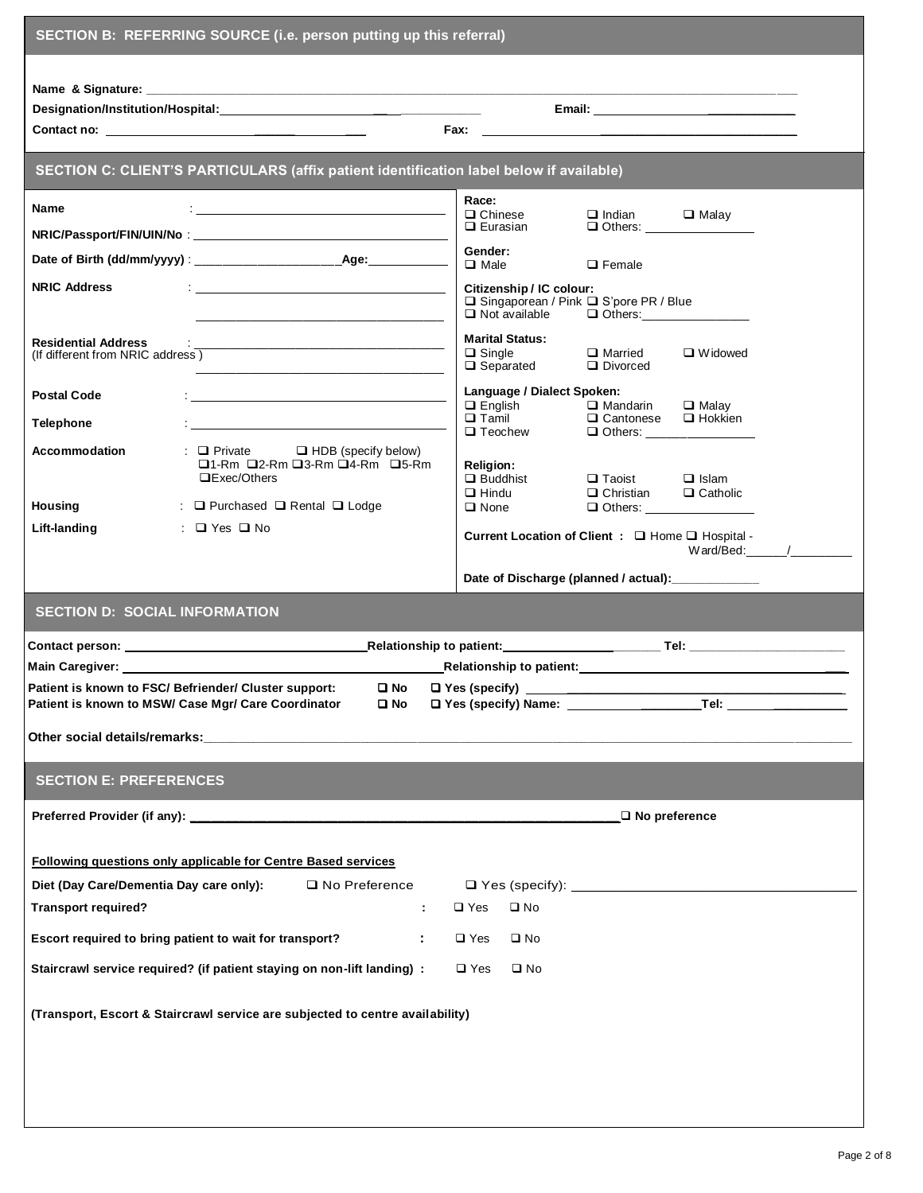## SECTION B: REFERRING SOURCE (i.e. person putting up this referral)

**Name & Signature:** ____________________

**Designation/Institution/Hospital:** ____________________ **Email:** ____________________

**Contact no:** ____________________ **Fax:** ____________________

## SECTION C: CLIENT'S PARTICULARS (affix patient identification label below if available)

**Name** : ____________________

**NRIC/Passport/FIN/UIN/No** : ____________________

**Date of Birth (dd/mm/yyyy)** : ____________________ **Age:** __________

**NRIC Address** : ____________________

**Residential Address** : ____________________
(If different from NRIC address)

**Postal Code** : ____________________

**Telephone** : ____________________

**Accommodation** : ❑ Private ❑ HDB (specify below)
❑1-Rm ❑2-Rm ❑3-Rm ❑4-Rm ❑5-Rm
❑Exec/Others

**Housing** : ❑ Purchased ❑ Rental ❑ Lodge

**Lift-landing** : ❑ Yes ❑ No

**Race:**
❑ Chinese ❑ Indian ❑ Malay
❑ Eurasian ❑ Others: __________

**Gender:**
❑ Male ❑ Female

**Citizenship / IC colour:**
❑ Singaporean / Pink ❑ S'pore PR / Blue
❑ Not available ❑ Others: __________

**Marital Status:**
❑ Single ❑ Married ❑ Widowed
❑ Separated ❑ Divorced

**Language / Dialect Spoken:**
❑ English ❑ Mandarin ❑ Malay
❑ Tamil ❑ Cantonese ❑ Hokkien
❑ Teochew ❑ Others: __________

**Religion:**
❑ Buddhist ❑ Taoist ❑ Islam
❑ Hindu ❑ Christian ❑ Catholic
❑ None ❑ Others: __________

**Current Location of Client :** ❑ Home ❑ Hospital - Ward/Bed: ______/__________

**Date of Discharge (planned / actual):** __________

## SECTION D: SOCIAL INFORMATION

**Contact person:** ____________________ **Relationship to patient:** ____________________ **Tel:** ____________________

**Main Caregiver:** ____________________ **Relationship to patient:** ____________________

**Patient is known to FSC/ Befriender/ Cluster support:** ❑ **No** ❑ **Yes (specify)** ____________________

**Patient is known to MSW/ Case Mgr/ Care Coordinator** ❑ **No** ❑ **Yes (specify) Name:** ____________________ **Tel:** ____________________

**Other social details/remarks:** ____________________

## SECTION E: PREFERENCES

**Preferred Provider (if any):** ____________________ ❑ **No preference**

**Following questions only applicable for Centre Based services**

**Diet (Day Care/Dementia Day care only):** ❑ No Preference ❑ Yes (specify): ____________________

**Transport required?** : ❑ Yes ❑ No

**Escort required to bring patient to wait for transport?** : ❑ Yes ❑ No

**Staircrawl service required? (if patient staying on non-lift landing) :** ❑ Yes ❑ No

**(Transport, Escort & Staircrawl service are subjected to centre availability)**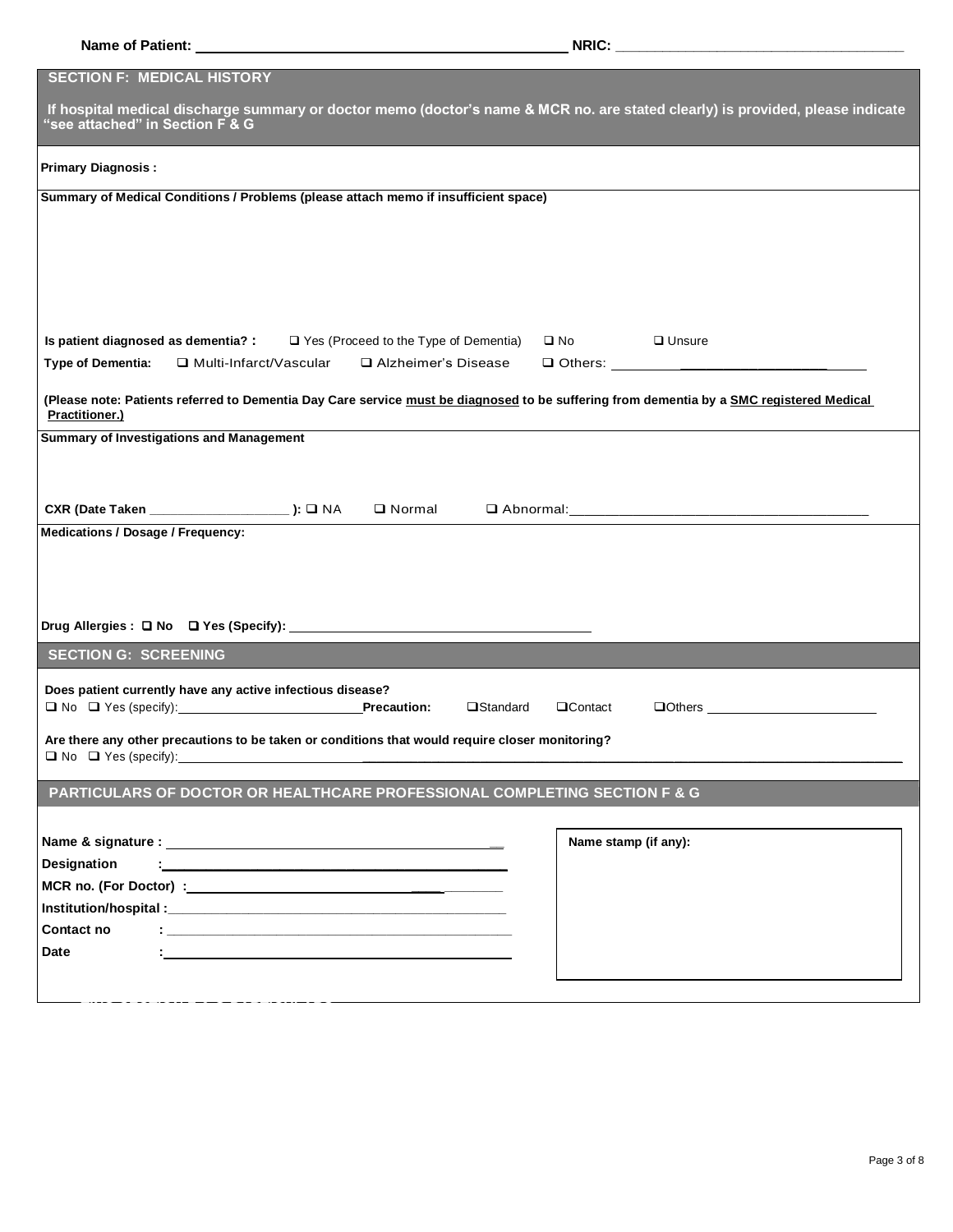**Name of Patient:** ______________________________ **NRIC:** ______________________________

## SECTION F: MEDICAL HISTORY

**If hospital medical discharge summary or doctor memo (doctor's name & MCR no. are stated clearly) is provided, please indicate "see attached" in Section F & G**

**Primary Diagnosis :**

**Summary of Medical Conditions / Problems (please attach memo if insufficient space)**

**Is patient diagnosed as dementia? :** ☐ Yes (Proceed to the Type of Dementia) ☐ No ☐ Unsure

**Type of Dementia:** ☐ Multi-Infarct/Vascular ☐ Alzheimer's Disease ☐ Others: ______________________

**(Please note: Patients referred to Dementia Day Care service <u>must be diagnosed</u> to be suffering from dementia by a <u>SMC registered Medical Practitioner.</u>)**

**Summary of Investigations and Management**

**CXR (Date Taken ____________________ ):** ☐ NA ☐ Normal ☐ Abnormal: ______________________________

**Medications / Dosage / Frequency:**

**Drug Allergies :** ☐ **No** ☐ **Yes (Specify):** ______________________________

## SECTION G: SCREENING

**Does patient currently have any active infectious disease?**

☐ No ☐ Yes (specify): ______________________ **Precaution:** ☐Standard ☐Contact ☐Others ______________________

**Are there any other precautions to be taken or conditions that would require closer monitoring?**

☐ No ☐ Yes (specify): ______________________________

## PARTICULARS OF DOCTOR OR HEALTHCARE PROFESSIONAL COMPLETING SECTION F & G

**Name & signature :** ______________________________

**Designation :** ______________________________

**MCR no. (For Doctor) :** ______________________________

**Institution/hospital :** ______________________________

**Contact no :** ______________________________

**Date :** ______________________________

**Name stamp (if any):**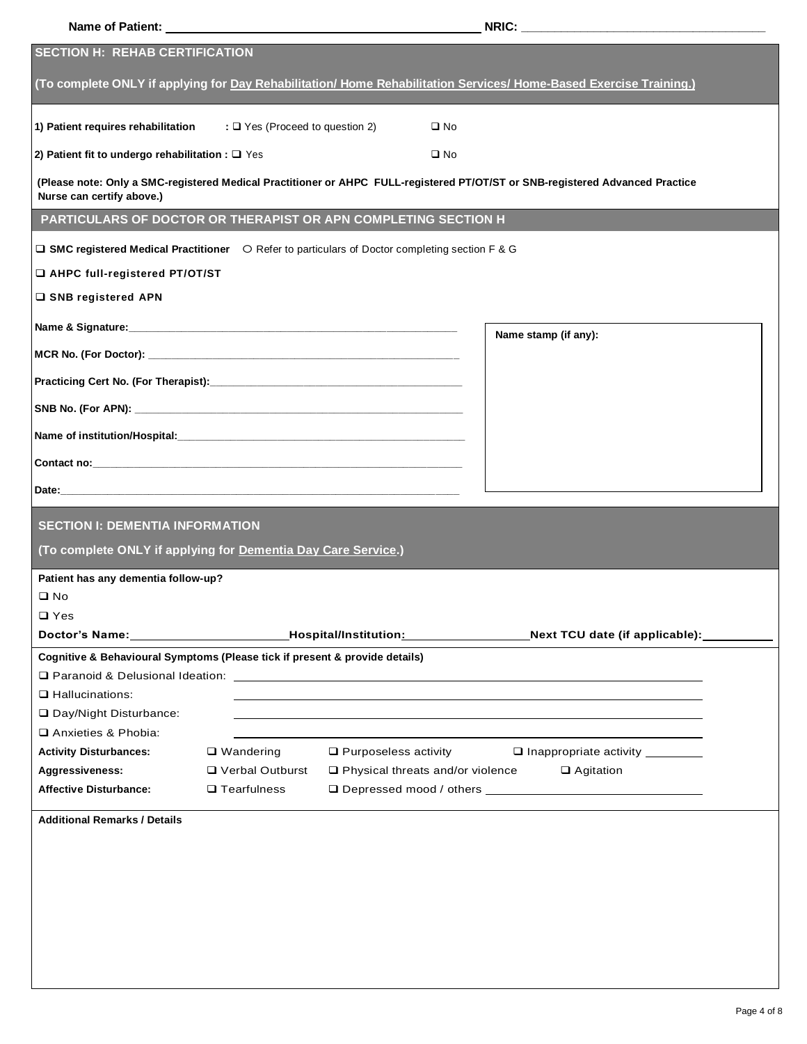**Name of Patient:** \_\_\_\_\_\_\_\_\_\_\_\_\_\_\_\_\_\_\_\_\_\_\_\_\_\_\_\_ **NRIC:** \_\_\_\_\_\_\_\_\_\_\_\_\_\_\_\_\_\_\_\_\_\_\_\_\_\_\_\_

## SECTION H: REHAB CERTIFICATION

**(To complete ONLY if applying for Day Rehabilitation/ Home Rehabilitation Services/ Home-Based Exercise Training.)**

**1) Patient requires rehabilitation** : ❑ Yes (Proceed to question 2) ❑ No

**2) Patient fit to undergo rehabilitation :** ❑ Yes ❑ No

**(Please note: Only a SMC-registered Medical Practitioner or AHPC FULL-registered PT/OT/ST or SNB-registered Advanced Practice Nurse can certify above.)**

## PARTICULARS OF DOCTOR OR THERAPIST OR APN COMPLETING SECTION H

❑ **SMC registered Medical Practitioner** ○ Refer to particulars of Doctor completing section F & G

❑ **AHPC full-registered PT/OT/ST**

❑ **SNB registered APN**

**Name & Signature:** \_\_\_\_\_\_\_\_\_\_\_\_\_\_\_\_\_\_\_\_\_\_\_\_\_\_\_\_

**MCR No. (For Doctor):** \_\_\_\_\_\_\_\_\_\_\_\_\_\_\_\_\_\_\_\_\_\_\_\_\_\_\_\_

**Practicing Cert No. (For Therapist):** \_\_\_\_\_\_\_\_\_\_\_\_\_\_\_\_\_\_\_\_\_\_\_\_\_\_\_\_

**SNB No. (For APN):** \_\_\_\_\_\_\_\_\_\_\_\_\_\_\_\_\_\_\_\_\_\_\_\_\_\_\_\_

**Name of institution/Hospital:** \_\_\_\_\_\_\_\_\_\_\_\_\_\_\_\_\_\_\_\_\_\_\_\_\_\_\_\_

**Contact no:** \_\_\_\_\_\_\_\_\_\_\_\_\_\_\_\_\_\_\_\_\_\_\_\_\_\_\_\_

**Date:** \_\_\_\_\_\_\_\_\_\_\_\_\_\_\_\_\_\_\_\_\_\_\_\_\_\_\_\_

**Name stamp (if any):**

## SECTION I: DEMENTIA INFORMATION

**(To complete ONLY if applying for Dementia Day Care Service.)**

**Patient has any dementia follow-up?**

❑ No

❑ Yes

**Doctor's Name:** \_\_\_\_\_\_\_\_\_\_\_\_\_\_ **Hospital/Institution:** \_\_\_\_\_\_\_\_\_\_\_\_\_\_ **Next TCU date (if applicable):** \_\_\_\_\_\_\_\_\_\_

**Cognitive & Behavioural Symptoms (Please tick if present & provide details)**

❑ Paranoid & Delusional Ideation: \_\_\_\_\_\_\_\_\_\_\_\_\_\_\_\_\_\_\_\_\_\_\_\_\_\_\_\_

❑ Hallucinations: \_\_\_\_\_\_\_\_\_\_\_\_\_\_\_\_\_\_\_\_\_\_\_\_\_\_\_\_

❑ Day/Night Disturbance: \_\_\_\_\_\_\_\_\_\_\_\_\_\_\_\_\_\_\_\_\_\_\_\_\_\_\_\_

❑ Anxieties & Phobia: \_\_\_\_\_\_\_\_\_\_\_\_\_\_\_\_\_\_\_\_\_\_\_\_\_\_\_\_

| | | | |
|---|---|---|---|
| **Activity Disturbances:** | ❑ Wandering | ❑ Purposeless activity | ❑ Inappropriate activity \_\_\_\_\_\_\_\_ |
| **Aggressiveness:** | ❑ Verbal Outburst | ❑ Physical threats and/or violence | ❑ Agitation |
| **Affective Disturbance:** | ❑ Tearfulness | ❑ Depressed mood / others \_\_\_\_\_\_\_\_\_\_\_\_\_\_\_\_ | |

**Additional Remarks / Details**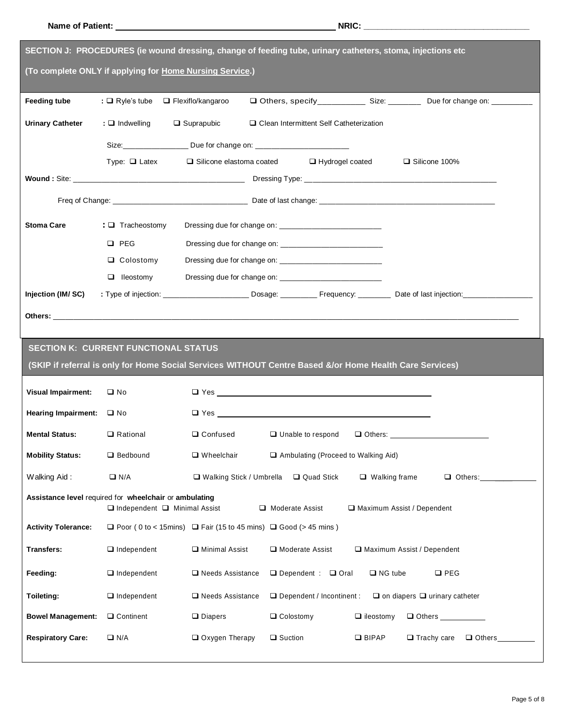**Name of Patient:** ______________________________ **NRIC:** ______________________________

## SECTION J: PROCEDURES (ie wound dressing, change of feeding tube, urinary catheters, stoma, injections etc

**(To complete ONLY if applying for Home Nursing Service.)**

**Feeding tube** : ❑ Ryle's tube ❑ Flexiflo/kangaroo ❑ Others, specify__________ Size: ________ Due for change on: __________

**Urinary Catheter** : ❑ Indwelling ❑ Suprapubic ❑ Clean Intermittent Self Catheterization

Size:_______________ Due for change on: ______________________

Type: ❑ Latex ❑ Silicone elastoma coated ❑ Hydrogel coated ❑ Silicone 100%

**Wound :** Site: ______________________________________ Dressing Type: ______________________________________

Freq of Change: ______________________________ Date of last change: ______________________________________

**Stoma Care** : ❑ Tracheostomy Dressing due for change on: ________________________

❑ PEG Dressing due for change on: ________________________

❑ Colostomy Dressing due for change on: ________________________

❑ Ileostomy Dressing due for change on: ________________________

**Injection (IM/ SC)** : Type of injection: ____________________ Dosage: _________ Frequency: ________ Date of last injection:_________________

**Others:** ______________________________________________________________________________________________

## SECTION K: CURRENT FUNCTIONAL STATUS

**(SKIP if referral is only for Home Social Services WITHOUT Centre Based &/or Home Health Care Services)**

**Visual Impairment:** ❑ No ❑ Yes ______________________________________________

**Hearing Impairment:** ❑ No ❑ Yes ______________________________________________

**Mental Status:** ❑ Rational ❑ Confused ❑ Unable to respond ❑ Others: ________________________

**Mobility Status:** ❑ Bedbound ❑ Wheelchair ❑ Ambulating (Proceed to Walking Aid)

Walking Aid : ❑ N/A ❑ Walking Stick / Umbrella ❑ Quad Stick ❑ Walking frame ❑ Others:______________

**Assistance level** required for **wheelchair** or **ambulating**
❑ Independent ❑ Minimal Assist ❑ Moderate Assist ❑ Maximum Assist / Dependent

**Activity Tolerance:** ❑ Poor ( 0 to < 15mins) ❑ Fair (15 to 45 mins) ❑ Good (> 45 mins )

**Transfers:** ❑ Independent ❑ Minimal Assist ❑ Moderate Assist ❑ Maximum Assist / Dependent

**Feeding:** ❑ Independent ❑ Needs Assistance ❑ Dependent : ❑ Oral ❑ NG tube ❑ PEG

**Toileting:** ❑ Independent ❑ Needs Assistance ❑ Dependent / Incontinent : ❑ on diapers ❑ urinary catheter

**Bowel Management:** ❑ Continent ❑ Diapers ❑ Colostomy ❑ ileostomy ❑ Others ___________

**Respiratory Care:** ❑ N/A ❑ Oxygen Therapy ❑ Suction ❑ BIPAP ❑ Trachy care ❑ Others_________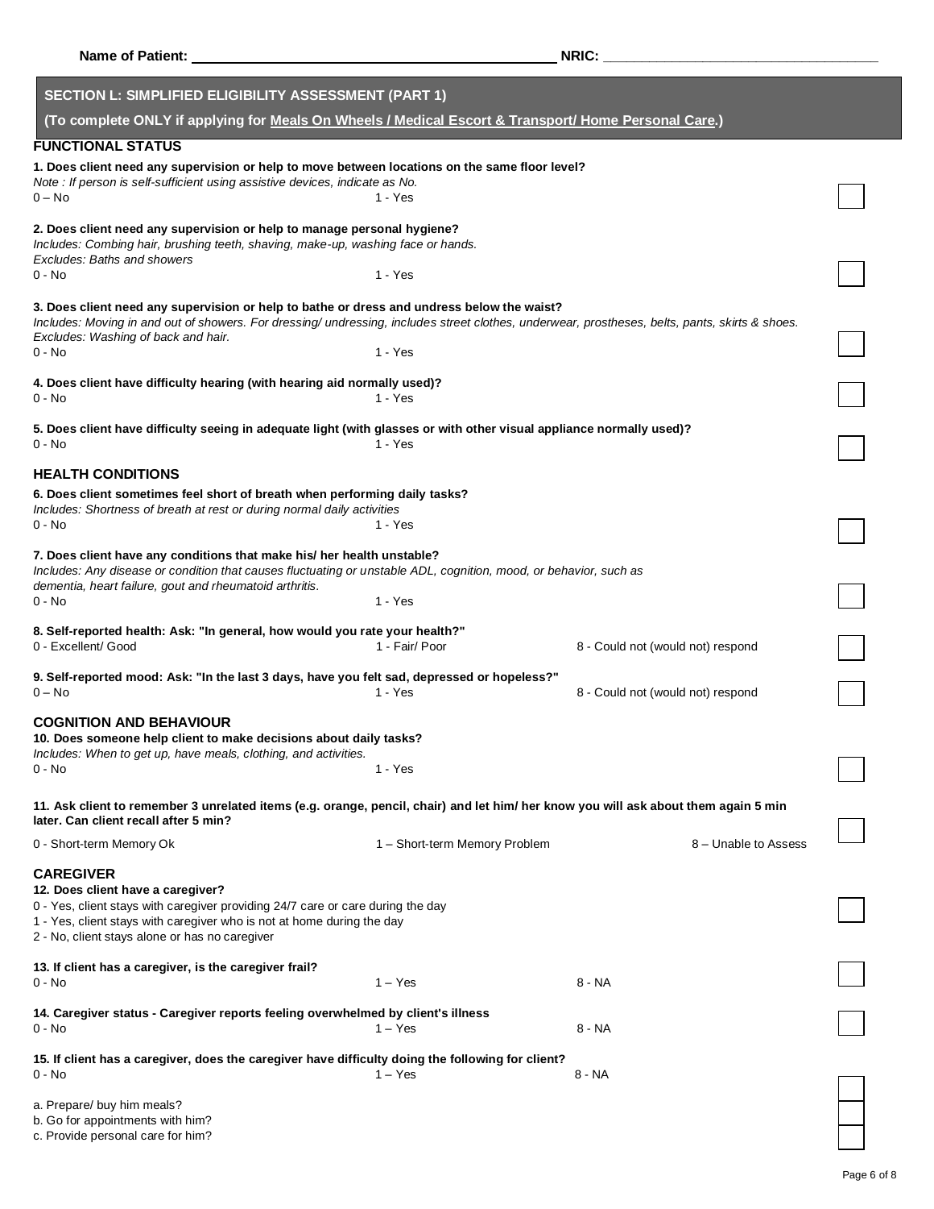**Name of Patient:** ____________________ **NRIC:** ____________________

## SECTION L: SIMPLIFIED ELIGIBILITY ASSESSMENT (PART 1)

**(To complete ONLY if applying for Meals On Wheels / Medical Escort & Transport/ Home Personal Care.)**

### FUNCTIONAL STATUS

**1. Does client need any supervision or help to move between locations on the same floor level?**
*Note : If person is self-sufficient using assistive devices, indicate as No.*
0 – No 1 - Yes ☐

**2. Does client need any supervision or help to manage personal hygiene?**
*Includes: Combing hair, brushing teeth, shaving, make-up, washing face or hands.*
*Excludes: Baths and showers*
0 - No 1 - Yes ☐

**3. Does client need any supervision or help to bathe or dress and undress below the waist?**
*Includes: Moving in and out of showers. For dressing/ undressing, includes street clothes, underwear, prostheses, belts, pants, skirts & shoes.*
*Excludes: Washing of back and hair.*
0 - No 1 - Yes ☐

**4. Does client have difficulty hearing (with hearing aid normally used)?**
0 - No 1 - Yes ☐

**5. Does client have difficulty seeing in adequate light (with glasses or with other visual appliance normally used)?**
0 - No 1 - Yes ☐

### HEALTH CONDITIONS

**6. Does client sometimes feel short of breath when performing daily tasks?**
*Includes: Shortness of breath at rest or during normal daily activities*
0 - No 1 - Yes ☐

**7. Does client have any conditions that make his/ her health unstable?**
*Includes: Any disease or condition that causes fluctuating or unstable ADL, cognition, mood, or behavior, such as dementia, heart failure, gout and rheumatoid arthritis.*
0 - No 1 - Yes ☐

**8. Self-reported health: Ask: "In general, how would you rate your health?"**
0 - Excellent/ Good 1 - Fair/ Poor 8 - Could not (would not) respond ☐

**9. Self-reported mood: Ask: "In the last 3 days, have you felt sad, depressed or hopeless?"**
0 – No 1 - Yes 8 - Could not (would not) respond ☐

### COGNITION AND BEHAVIOUR

**10. Does someone help client to make decisions about daily tasks?**
*Includes: When to get up, have meals, clothing, and activities.*
0 - No 1 - Yes ☐

**11. Ask client to remember 3 unrelated items (e.g. orange, pencil, chair) and let him/ her know you will ask about them again 5 min later. Can client recall after 5 min?**
0 - Short-term Memory Ok 1 – Short-term Memory Problem 8 – Unable to Assess ☐

### CAREGIVER

**12. Does client have a caregiver?**
0 - Yes, client stays with caregiver providing 24/7 care or care during the day
1 - Yes, client stays with caregiver who is not at home during the day
2 - No, client stays alone or has no caregiver ☐

**13. If client has a caregiver, is the caregiver frail?**
0 - No 1 – Yes 8 - NA ☐

**14. Caregiver status - Caregiver reports feeling overwhelmed by client's illness**
0 - No 1 – Yes 8 - NA ☐

**15. If client has a caregiver, does the caregiver have difficulty doing the following for client?**
0 - No 1 – Yes 8 - NA

a. Prepare/ buy him meals? ☐
b. Go for appointments with him? ☐
c. Provide personal care for him? ☐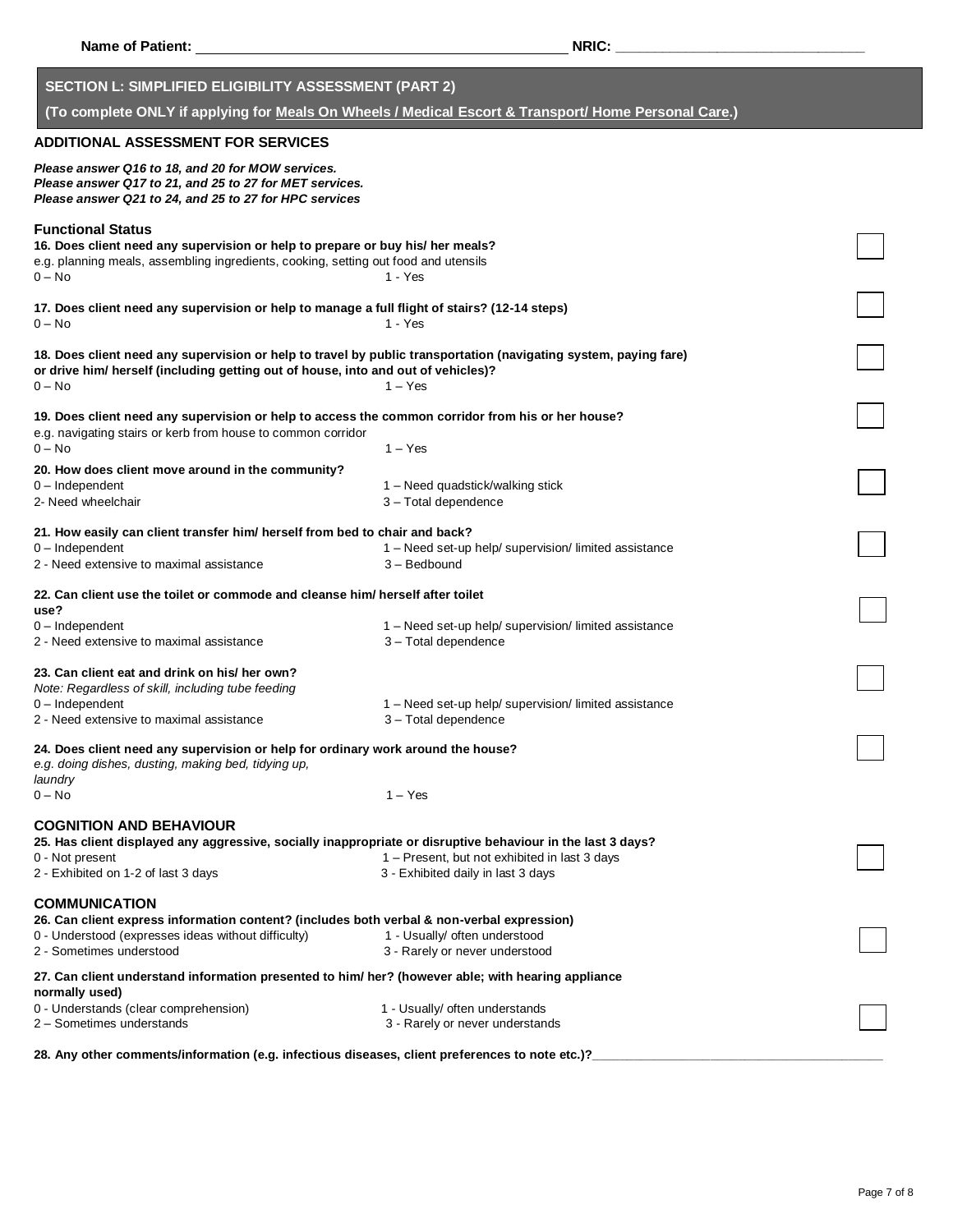**Name of Patient:** ______________________________________________ **NRIC:** ________________________________

## SECTION L: SIMPLIFIED ELIGIBILITY ASSESSMENT (PART 2)

**(To complete ONLY if applying for Meals On Wheels / Medical Escort & Transport/ Home Personal Care.)**

### ADDITIONAL ASSESSMENT FOR SERVICES

***Please answer Q16 to 18, and 20 for MOW services.***
***Please answer Q17 to 21, and 25 to 27 for MET services.***
***Please answer Q21 to 24, and 25 to 27 for HPC services***

### Functional Status

**16. Does client need any supervision or help to prepare or buy his/ her meals?**
e.g. planning meals, assembling ingredients, cooking, setting out food and utensils
0 – No 1 - Yes ☐

**17. Does client need any supervision or help to manage a full flight of stairs? (12-14 steps)**
0 – No 1 - Yes ☐

**18. Does client need any supervision or help to travel by public transportation (navigating system, paying fare) or drive him/ herself (including getting out of house, into and out of vehicles)?**
0 – No 1 – Yes ☐

**19. Does client need any supervision or help to access the common corridor from his or her house?**
e.g. navigating stairs or kerb from house to common corridor
0 – No 1 – Yes ☐

**20. How does client move around in the community?**
0 – Independent 1 – Need quadstick/walking stick
2- Need wheelchair 3 – Total dependence ☐

**21. How easily can client transfer him/ herself from bed to chair and back?**
0 – Independent 1 – Need set-up help/ supervision/ limited assistance
2 - Need extensive to maximal assistance 3 – Bedbound ☐

**22. Can client use the toilet or commode and cleanse him/ herself after toilet use?**
0 – Independent 1 – Need set-up help/ supervision/ limited assistance
2 - Need extensive to maximal assistance 3 – Total dependence ☐

**23. Can client eat and drink on his/ her own?**
*Note: Regardless of skill, including tube feeding*
0 – Independent 1 – Need set-up help/ supervision/ limited assistance
2 - Need extensive to maximal assistance 3 – Total dependence ☐

**24. Does client need any supervision or help for ordinary work around the house?**
*e.g. doing dishes, dusting, making bed, tidying up, laundry*
0 – No 1 – Yes ☐

### COGNITION AND BEHAVIOUR

**25. Has client displayed any aggressive, socially inappropriate or disruptive behaviour in the last 3 days?**
0 - Not present 1 – Present, but not exhibited in last 3 days
2 - Exhibited on 1-2 of last 3 days 3 - Exhibited daily in last 3 days ☐

### COMMUNICATION

**26. Can client express information content? (includes both verbal & non-verbal expression)**
0 - Understood (expresses ideas without difficulty) 1 - Usually/ often understood
2 - Sometimes understood 3 - Rarely or never understood ☐

**27. Can client understand information presented to him/ her? (however able; with hearing appliance normally used)**
0 - Understands (clear comprehension) 1 - Usually/ often understands
2 – Sometimes understands 3 - Rarely or never understands ☐

**28. Any other comments/information (e.g. infectious diseases, client preferences to note etc.)?**________________________________________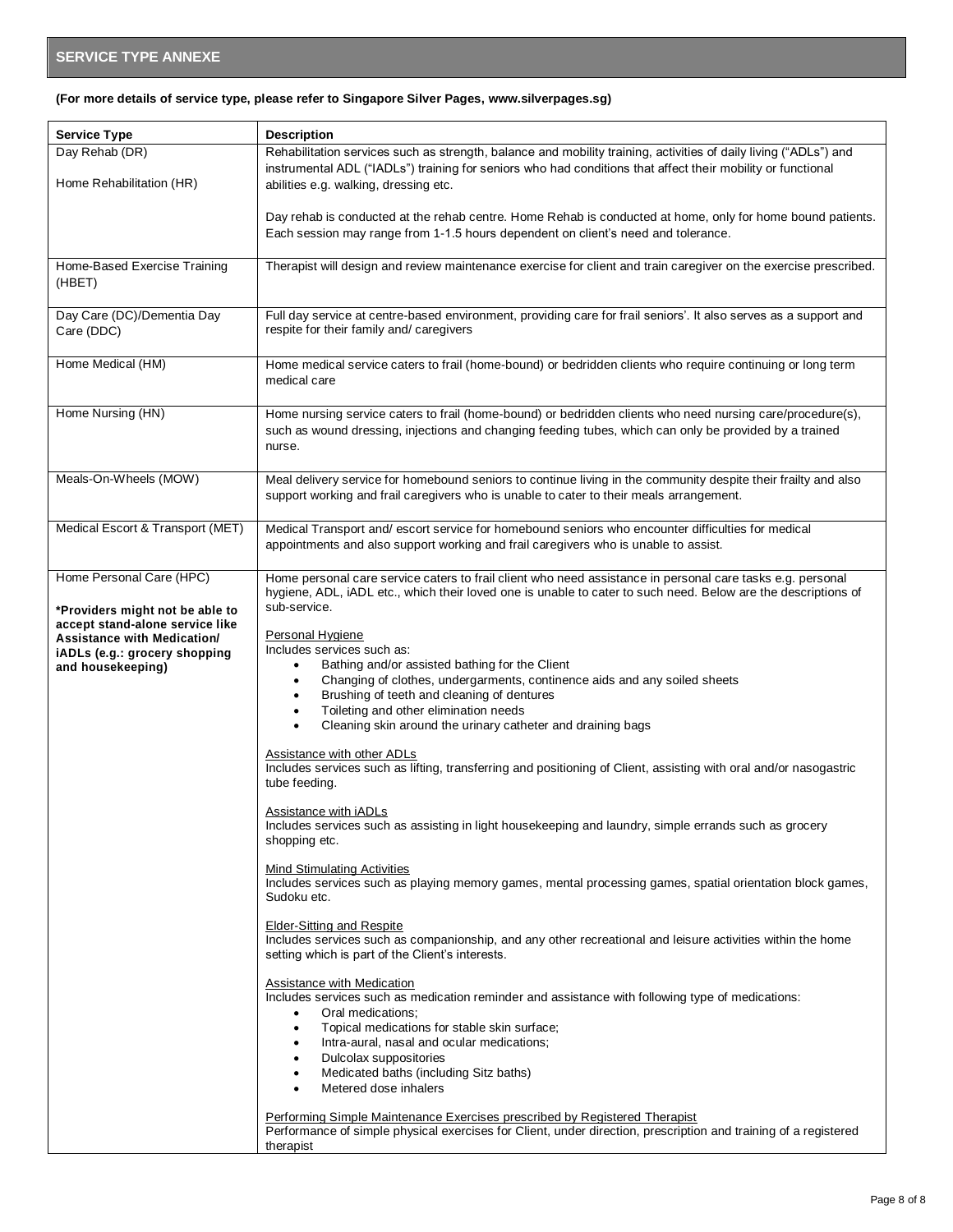## SERVICE TYPE ANNEXE

**(For more details of service type, please refer to Singapore Silver Pages, www.silverpages.sg)**

| Service Type | Description |
|---|---|
| Day Rehab (DR)<br><br>Home Rehabilitation (HR) | Rehabilitation services such as strength, balance and mobility training, activities of daily living ("ADLs") and instrumental ADL ("IADLs") training for seniors who had conditions that affect their mobility or functional abilities e.g. walking, dressing etc.<br><br>Day rehab is conducted at the rehab centre. Home Rehab is conducted at home, only for home bound patients. Each session may range from 1-1.5 hours dependent on client's need and tolerance. |
| Home-Based Exercise Training (HBET) | Therapist will design and review maintenance exercise for client and train caregiver on the exercise prescribed. |
| Day Care (DC)/Dementia Day Care (DDC) | Full day service at centre-based environment, providing care for frail seniors'. It also serves as a support and respite for their family and/ caregivers |
| Home Medical (HM) | Home medical service caters to frail (home-bound) or bedridden clients who require continuing or long term medical care |
| Home Nursing (HN) | Home nursing service caters to frail (home-bound) or bedridden clients who need nursing care/procedure(s), such as wound dressing, injections and changing feeding tubes, which can only be provided by a trained nurse. |
| Meals-On-Wheels (MOW) | Meal delivery service for homebound seniors to continue living in the community despite their frailty and also support working and frail caregivers who is unable to cater to their meals arrangement. |
| Medical Escort & Transport (MET) | Medical Transport and/ escort service for homebound seniors who encounter difficulties for medical appointments and also support working and frail caregivers who is unable to assist. |
| Home Personal Care (HPC)<br><br>**\*Providers might not be able to accept stand-alone service like Assistance with Medication/ iADLs (e.g.: grocery shopping and housekeeping)** | Home personal care service caters to frail client who need assistance in personal care tasks e.g. personal hygiene, ADL, iADL etc., which their loved one is unable to cater to such need. Below are the descriptions of sub-service.<br><br><u>Personal Hygiene</u><br>Includes services such as:<br>• Bathing and/or assisted bathing for the Client<br>• Changing of clothes, undergarments, continence aids and any soiled sheets<br>• Brushing of teeth and cleaning of dentures<br>• Toileting and other elimination needs<br>• Cleaning skin around the urinary catheter and draining bags<br><br><u>Assistance with other ADLs</u><br>Includes services such as lifting, transferring and positioning of Client, assisting with oral and/or nasogastric tube feeding.<br><br><u>Assistance with iADLs</u><br>Includes services such as assisting in light housekeeping and laundry, simple errands such as grocery shopping etc.<br><br><u>Mind Stimulating Activities</u><br>Includes services such as playing memory games, mental processing games, spatial orientation block games, Sudoku etc.<br><br><u>Elder-Sitting and Respite</u><br>Includes services such as companionship, and any other recreational and leisure activities within the home setting which is part of the Client's interests.<br><br><u>Assistance with Medication</u><br>Includes services such as medication reminder and assistance with following type of medications:<br>• Oral medications;<br>• Topical medications for stable skin surface;<br>• Intra-aural, nasal and ocular medications;<br>• Dulcolax suppositories<br>• Medicated baths (including Sitz baths)<br>• Metered dose inhalers<br><br><u>Performing Simple Maintenance Exercises prescribed by Registered Therapist</u><br>Performance of simple physical exercises for Client, under direction, prescription and training of a registered therapist |